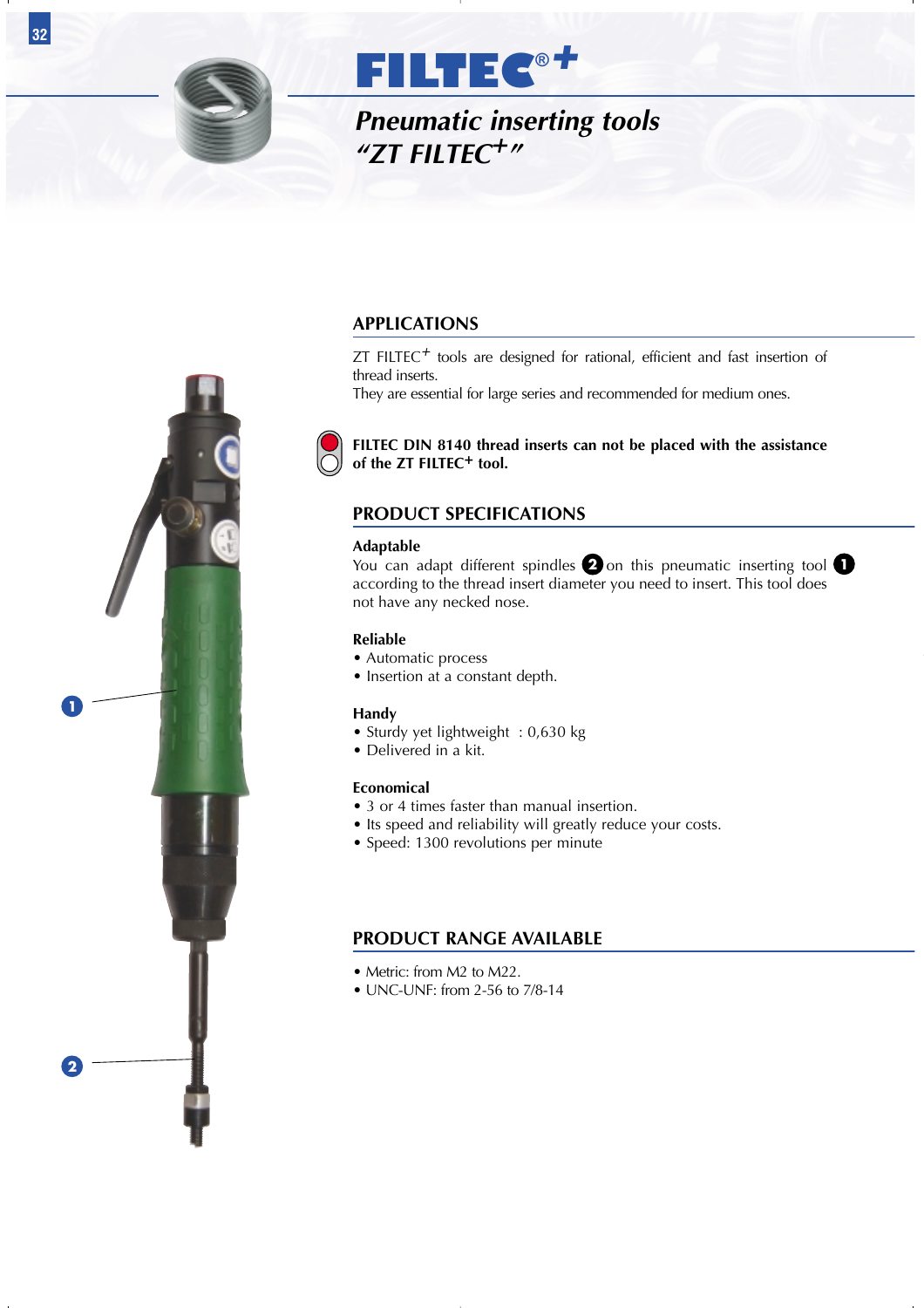# FILTEC®+

## *Pneumatic inserting tools "ZT FILTEC+"*

## APPLICATIONS

ZT FILTEC+ tools are designed for rational, efficient and fast insertion of thread inserts.
They are essential for large series and recommended for medium ones.

**FILTEC DIN 8140 thread inserts can not be placed with the assistance of the ZT FILTEC+ tool.**

## PRODUCT SPECIFICATIONS

**Adaptable**
You can adapt different spindles 2 on this pneumatic inserting tool 1 according to the thread insert diameter you need to insert. This tool does not have any necked nose.

**Reliable**
- Automatic process
- Insertion at a constant depth.

**Handy**
- Sturdy yet lightweight : 0,630 kg
- Delivered in a kit.

**Economical**
- 3 or 4 times faster than manual insertion.
- Its speed and reliability will greatly reduce your costs.
- Speed: 1300 revolutions per minute

## PRODUCT RANGE AVAILABLE

- Metric: from M2 to M22.
- UNC-UNF: from 2-56 to 7/8-14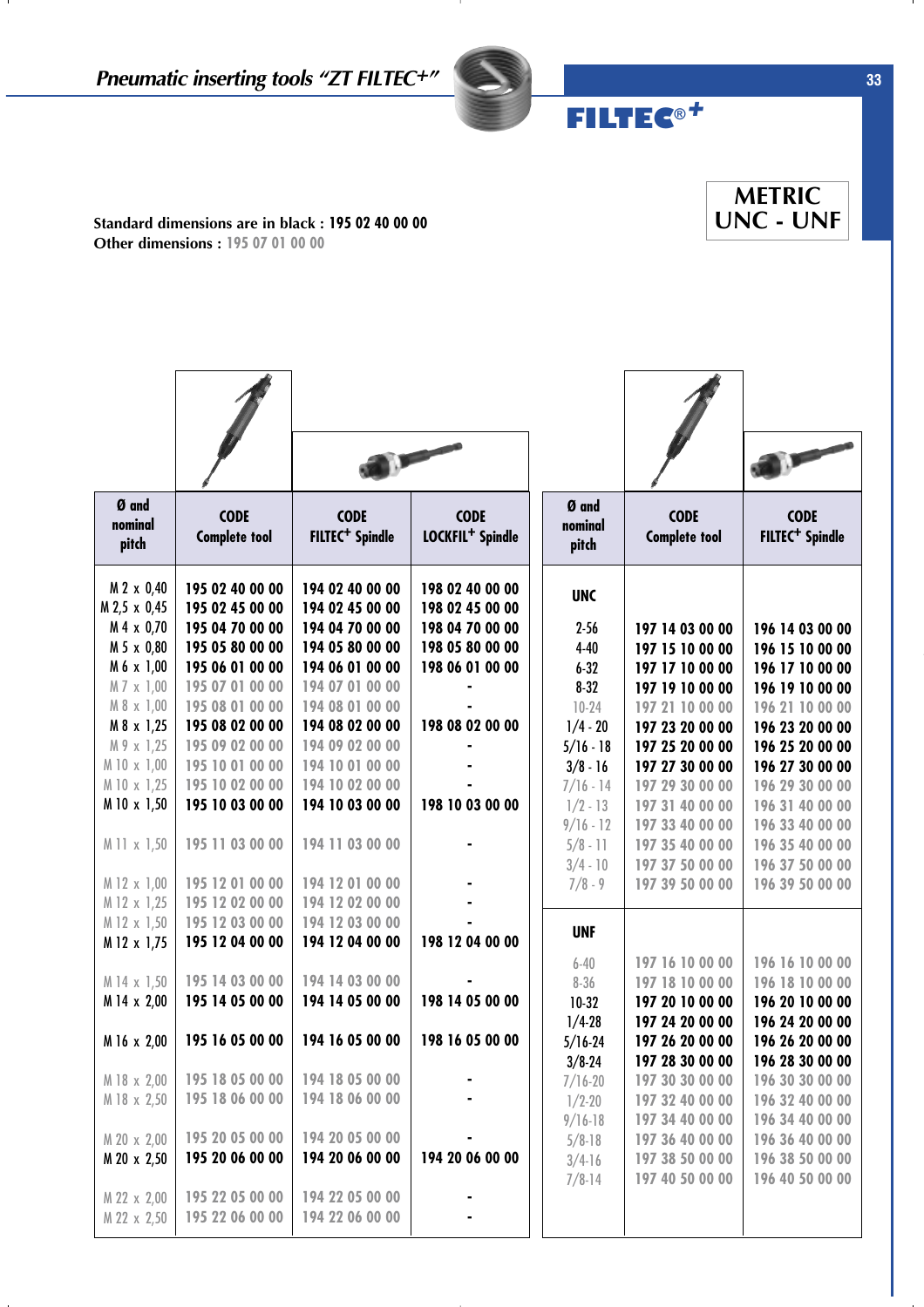## *Pneumatic inserting tools "ZT FILTEC+"*

**FILTEC®+**

**METRIC**
**UNC - UNF**

**Standard dimensions are in black : 195 02 40 00 00**
**Other dimensions :** 195 07 01 00 00

| Ø and nominal pitch | CODE Complete tool | CODE FILTEC+ Spindle | CODE LOCKFIL+ Spindle |
|---|---|---|---|
| M 2 x 0,40 | 195 02 40 00 00 | 194 02 40 00 00 | 198 02 40 00 00 |
| M 2,5 x 0,45 | 195 02 45 00 00 | 194 02 45 00 00 | 198 02 45 00 00 |
| M 4 x 0,70 | 195 04 70 00 00 | 194 04 70 00 00 | 198 04 70 00 00 |
| M 5 x 0,80 | 195 05 80 00 00 | 194 05 80 00 00 | 198 05 80 00 00 |
| M 6 x 1,00 | 195 06 01 00 00 | 194 06 01 00 00 | 198 06 01 00 00 |
| M 7 x 1,00 | 195 07 01 00 00 | 194 07 01 00 00 | - |
| M 8 x 1,00 | 195 08 01 00 00 | 194 08 01 00 00 | - |
| M 8 x 1,25 | 195 08 02 00 00 | 194 08 02 00 00 | 198 08 02 00 00 |
| M 9 x 1,25 | 195 09 02 00 00 | 194 09 02 00 00 | - |
| M 10 x 1,00 | 195 10 01 00 00 | 194 10 01 00 00 | - |
| M 10 x 1,25 | 195 10 02 00 00 | 194 10 02 00 00 | - |
| M 10 x 1,50 | 195 10 03 00 00 | 194 10 03 00 00 | 198 10 03 00 00 |
| M 11 x 1,50 | 195 11 03 00 00 | 194 11 03 00 00 | - |
| M 12 x 1,00 | 195 12 01 00 00 | 194 12 01 00 00 | - |
| M 12 x 1,25 | 195 12 02 00 00 | 194 12 02 00 00 | - |
| M 12 x 1,50 | 195 12 03 00 00 | 194 12 03 00 00 | - |
| M 12 x 1,75 | 195 12 04 00 00 | 194 12 04 00 00 | 198 12 04 00 00 |
| M 14 x 1,50 | 195 14 03 00 00 | 194 14 03 00 00 | - |
| M 14 x 2,00 | 195 14 05 00 00 | 194 14 05 00 00 | 198 14 05 00 00 |
| M 16 x 2,00 | 195 16 05 00 00 | 194 16 05 00 00 | 198 16 05 00 00 |
| M 18 x 2,00 | 195 18 05 00 00 | 194 18 05 00 00 | - |
| M 18 x 2,50 | 195 18 06 00 00 | 194 18 06 00 00 | - |
| M 20 x 2,00 | 195 20 05 00 00 | 194 20 05 00 00 | - |
| M 20 x 2,50 | 195 20 06 00 00 | 194 20 06 00 00 | 194 20 06 00 00 |
| M 22 x 2,00 | 195 22 05 00 00 | 194 22 05 00 00 | - |
| M 22 x 2,50 | 195 22 06 00 00 | 194 22 06 00 00 | - |

| Ø and nominal pitch | CODE Complete tool | CODE FILTEC+ Spindle |
|---|---|---|
| **UNC** | | |
| 2-56 | 197 14 03 00 00 | 196 14 03 00 00 |
| 4-40 | 197 15 10 00 00 | 196 15 10 00 00 |
| 6-32 | 197 17 10 00 00 | 196 17 10 00 00 |
| 8-32 | 197 19 10 00 00 | 196 19 10 00 00 |
| 10-24 | 197 21 10 00 00 | 196 21 10 00 00 |
| 1/4 - 20 | 197 23 20 00 00 | 196 23 20 00 00 |
| 5/16 - 18 | 197 25 20 00 00 | 196 25 20 00 00 |
| 3/8 - 16 | 197 27 30 00 00 | 196 27 30 00 00 |
| 7/16 - 14 | 197 29 30 00 00 | 196 29 30 00 00 |
| 1/2 - 13 | 197 31 40 00 00 | 196 31 40 00 00 |
| 9/16 - 12 | 197 33 40 00 00 | 196 33 40 00 00 |
| 5/8 - 11 | 197 35 40 00 00 | 196 35 40 00 00 |
| 3/4 - 10 | 197 37 50 00 00 | 196 37 50 00 00 |
| 7/8 - 9 | 197 39 50 00 00 | 196 39 50 00 00 |
| **UNF** | | |
| 6-40 | 197 16 10 00 00 | 196 16 10 00 00 |
| 8-36 | 197 18 10 00 00 | 196 18 10 00 00 |
| 10-32 | 197 20 10 00 00 | 196 20 10 00 00 |
| 1/4-28 | 197 24 20 00 00 | 196 24 20 00 00 |
| 5/16-24 | 197 26 20 00 00 | 196 26 20 00 00 |
| 3/8-24 | 197 28 30 00 00 | 196 28 30 00 00 |
| 7/16-20 | 197 30 30 00 00 | 196 30 30 00 00 |
| 1/2-20 | 197 32 40 00 00 | 196 32 40 00 00 |
| 9/16-18 | 197 34 40 00 00 | 196 34 40 00 00 |
| 5/8-18 | 197 36 40 00 00 | 196 36 40 00 00 |
| 3/4-16 | 197 38 50 00 00 | 196 38 50 00 00 |
| 7/8-14 | 197 40 50 00 00 | 196 40 50 00 00 |